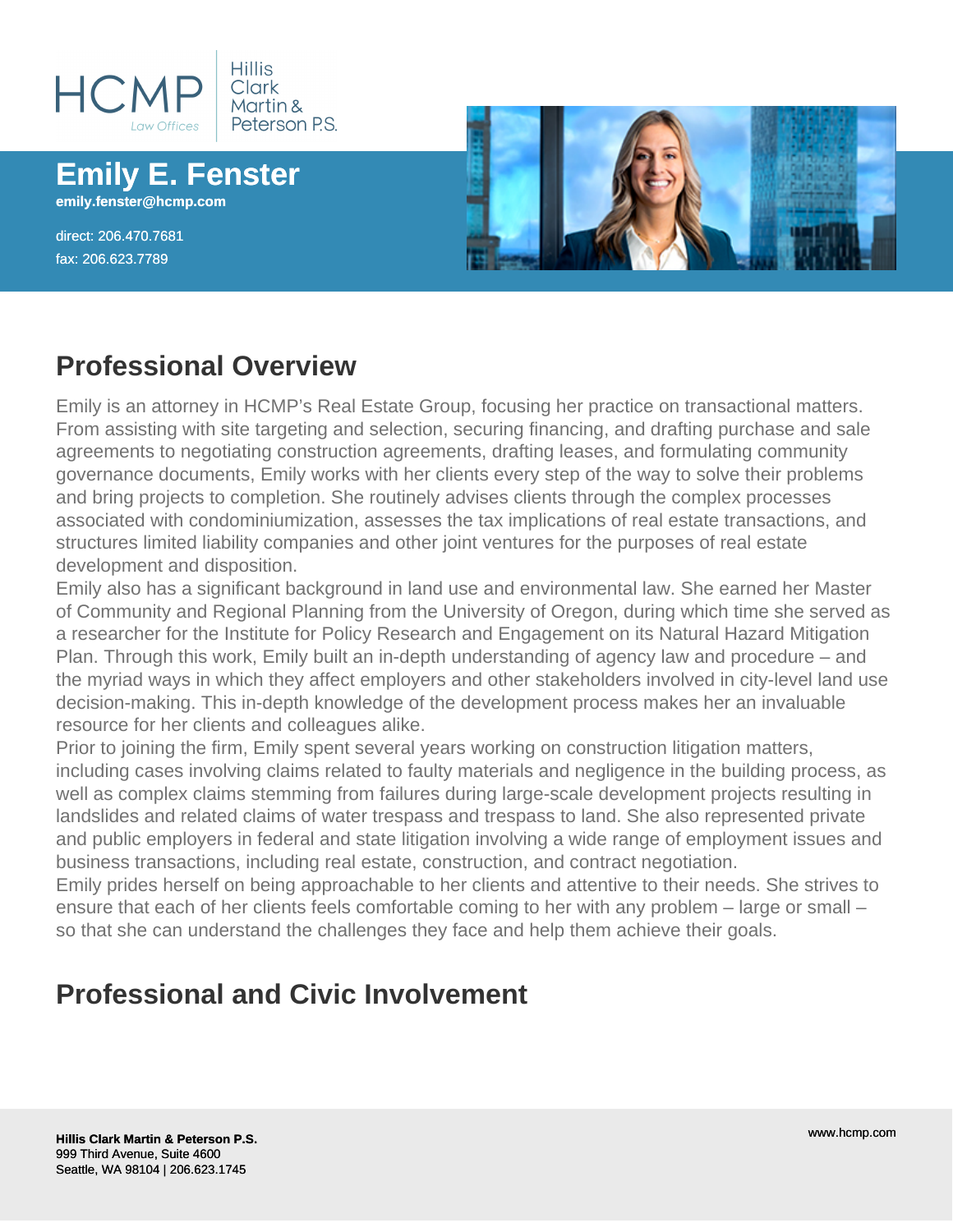HCMP Law Offices | Hillis Clark Martin & Peterson P.S.

# Emily E. Fenster

**emily.fenster@hcmp.com**

direct: 206.470.7681
fax: 206.623.7789

## Professional Overview

Emily is an attorney in HCMP's Real Estate Group, focusing her practice on transactional matters. From assisting with site targeting and selection, securing financing, and drafting purchase and sale agreements to negotiating construction agreements, drafting leases, and formulating community governance documents, Emily works with her clients every step of the way to solve their problems and bring projects to completion. She routinely advises clients through the complex processes associated with condominiumization, assesses the tax implications of real estate transactions, and structures limited liability companies and other joint ventures for the purposes of real estate development and disposition.

Emily also has a significant background in land use and environmental law. She earned her Master of Community and Regional Planning from the University of Oregon, during which time she served as a researcher for the Institute for Policy Research and Engagement on its Natural Hazard Mitigation Plan. Through this work, Emily built an in-depth understanding of agency law and procedure – and the myriad ways in which they affect employers and other stakeholders involved in city-level land use decision-making. This in-depth knowledge of the development process makes her an invaluable resource for her clients and colleagues alike.

Prior to joining the firm, Emily spent several years working on construction litigation matters, including cases involving claims related to faulty materials and negligence in the building process, as well as complex claims stemming from failures during large-scale development projects resulting in landslides and related claims of water trespass and trespass to land. She also represented private and public employers in federal and state litigation involving a wide range of employment issues and business transactions, including real estate, construction, and contract negotiation.

Emily prides herself on being approachable to her clients and attentive to their needs. She strives to ensure that each of her clients feels comfortable coming to her with any problem – large or small – so that she can understand the challenges they face and help them achieve their goals.

## Professional and Civic Involvement

**Hillis Clark Martin & Peterson P.S.**
999 Third Avenue, Suite 4600
Seattle, WA 98104 | 206.623.1745

www.hcmp.com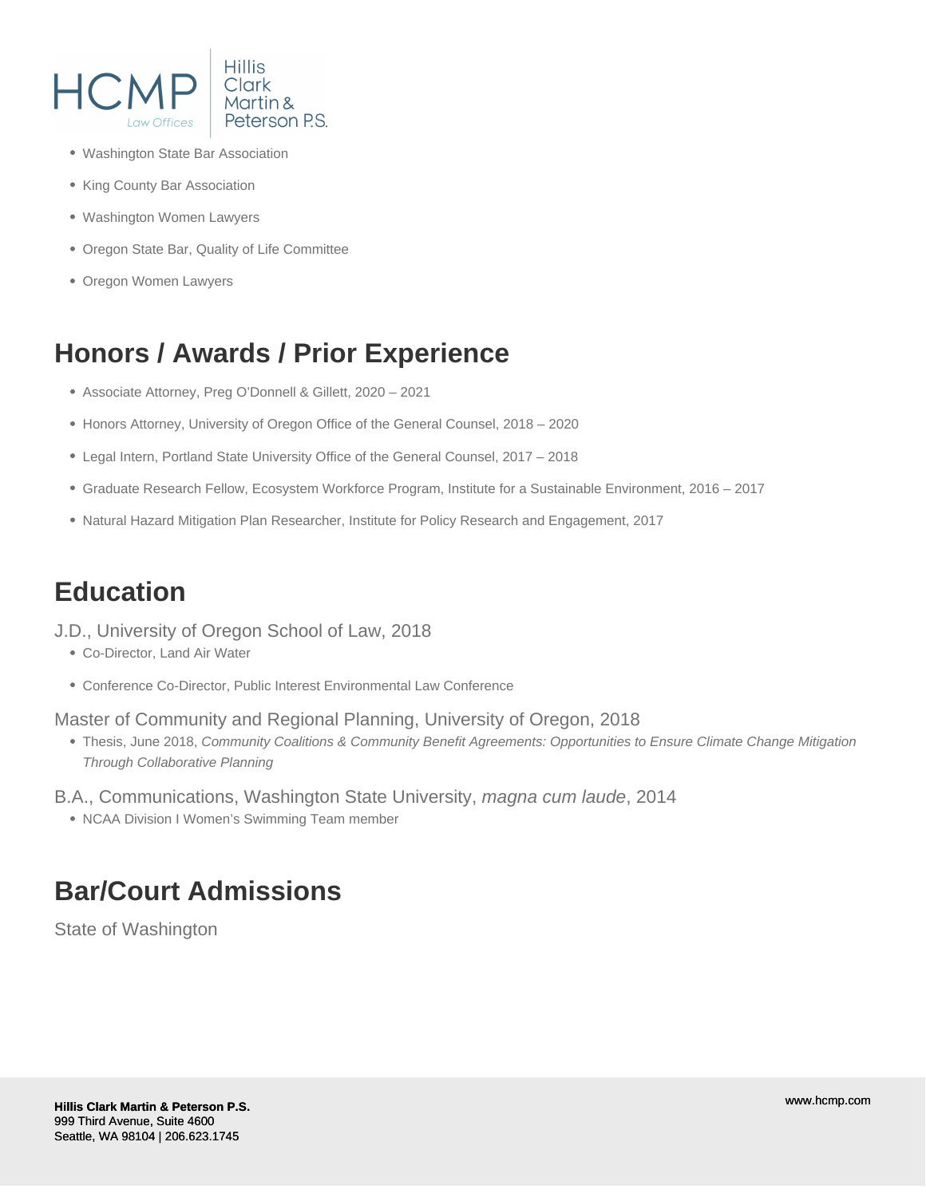- Washington State Bar Association
- King County Bar Association
- Washington Women Lawyers
- Oregon State Bar, Quality of Life Committee
- Oregon Women Lawyers

## Honors / Awards / Prior Experience

- Associate Attorney, Preg O'Donnell & Gillett, 2020 – 2021
- Honors Attorney, University of Oregon Office of the General Counsel, 2018 – 2020
- Legal Intern, Portland State University Office of the General Counsel, 2017 – 2018
- Graduate Research Fellow, Ecosystem Workforce Program, Institute for a Sustainable Environment, 2016 – 2017
- Natural Hazard Mitigation Plan Researcher, Institute for Policy Research and Engagement, 2017

## Education

J.D., University of Oregon School of Law, 2018

- Co-Director, Land Air Water
- Conference Co-Director, Public Interest Environmental Law Conference

Master of Community and Regional Planning, University of Oregon, 2018

- Thesis, June 2018, *Community Coalitions & Community Benefit Agreements: Opportunities to Ensure Climate Change Mitigation Through Collaborative Planning*

B.A., Communications, Washington State University, *magna cum laude*, 2014

- NCAA Division I Women's Swimming Team member

## Bar/Court Admissions

State of Washington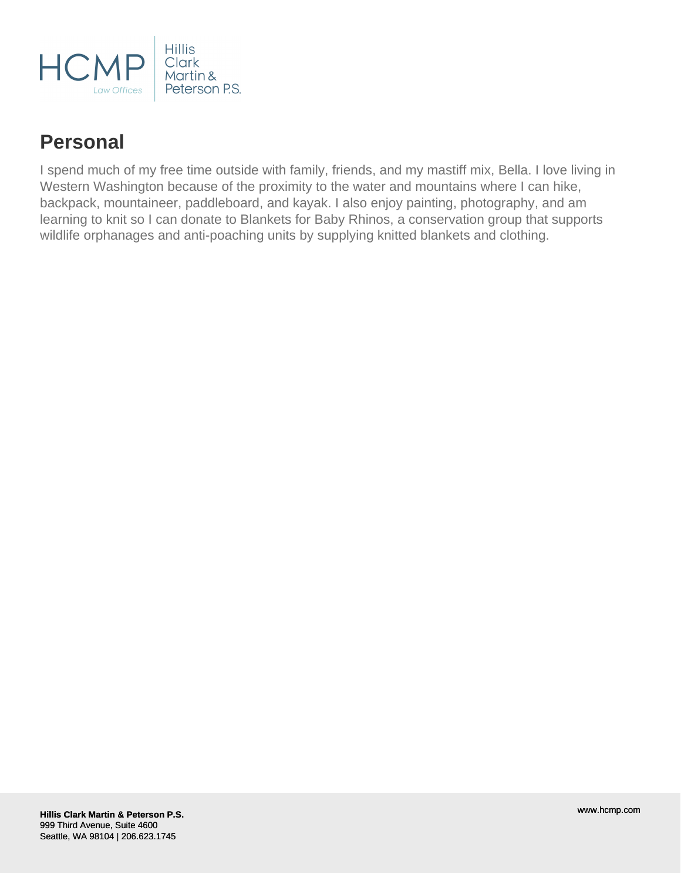## Personal

I spend much of my free time outside with family, friends, and my mastiff mix, Bella. I love living in Western Washington because of the proximity to the water and mountains where I can hike, backpack, mountaineer, paddleboard, and kayak. I also enjoy painting, photography, and am learning to knit so I can donate to Blankets for Baby Rhinos, a conservation group that supports wildlife orphanages and anti-poaching units by supplying knitted blankets and clothing.